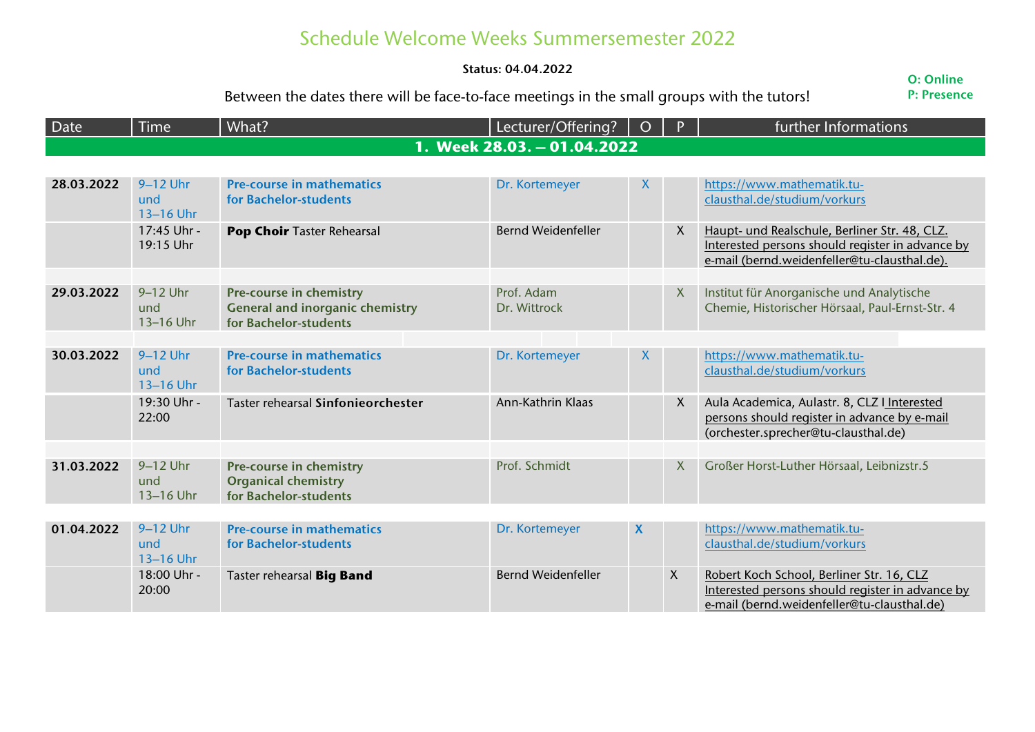# Schedule Welcome Weeks Summersemester 2022

**Status: 04.04.2022**

**O: Online**
**P: Presence**

Between the dates there will be face-to-face meetings in the small groups with the tutors!

| Date | Time | What? | Lecturer/Offering? | O | P | further Informations |
|---|---|---|---|---|---|---|
| **1. Week 28.03. – 01.04.2022** | | | | | | |
| **28.03.2022** | 9–12 Uhr und 13–16 Uhr | **Pre-course in mathematics for Bachelor-students** | Dr. Kortemeyer | X | | https://www.mathematik.tu-clausthal.de/studium/vorkurs |
| | 17:45 Uhr - 19:15 Uhr | **Pop Choir** Taster Rehearsal | Bernd Weidenfeller | | X | Haupt- und Realschule, Berliner Str. 48, CLZ. Interested persons should register in advance by e-mail (bernd.weidenfeller@tu-clausthal.de). |
| **29.03.2022** | 9–12 Uhr und 13–16 Uhr | **Pre-course in chemistry General and inorganic chemistry for Bachelor-students** | Prof. Adam Dr. Wittrock | | X | Institut für Anorganische und Analytische Chemie, Historischer Hörsaal, Paul-Ernst-Str. 4 |
| **30.03.2022** | 9–12 Uhr und 13–16 Uhr | **Pre-course in mathematics for Bachelor-students** | Dr. Kortemeyer | X | | https://www.mathematik.tu-clausthal.de/studium/vorkurs |
| | 19:30 Uhr - 22:00 | Taster rehearsal **Sinfonieorchester** | Ann-Kathrin Klaas | | X | Aula Academica, Aulastr. 8, CLZ I Interested persons should register in advance by e-mail (orchester.sprecher@tu-clausthal.de) |
| **31.03.2022** | 9–12 Uhr und 13–16 Uhr | **Pre-course in chemistry Organical chemistry for Bachelor-students** | Prof. Schmidt | | X | Großer Horst-Luther Hörsaal, Leibnizstr.5 |
| **01.04.2022** | 9–12 Uhr und 13–16 Uhr | **Pre-course in mathematics for Bachelor-students** | Dr. Kortemeyer | **X** | | https://www.mathematik.tu-clausthal.de/studium/vorkurs |
| | 18:00 Uhr - 20:00 | Taster rehearsal **Big Band** | Bernd Weidenfeller | | X | Robert Koch School, Berliner Str. 16, CLZ Interested persons should register in advance by e-mail (bernd.weidenfeller@tu-clausthal.de) |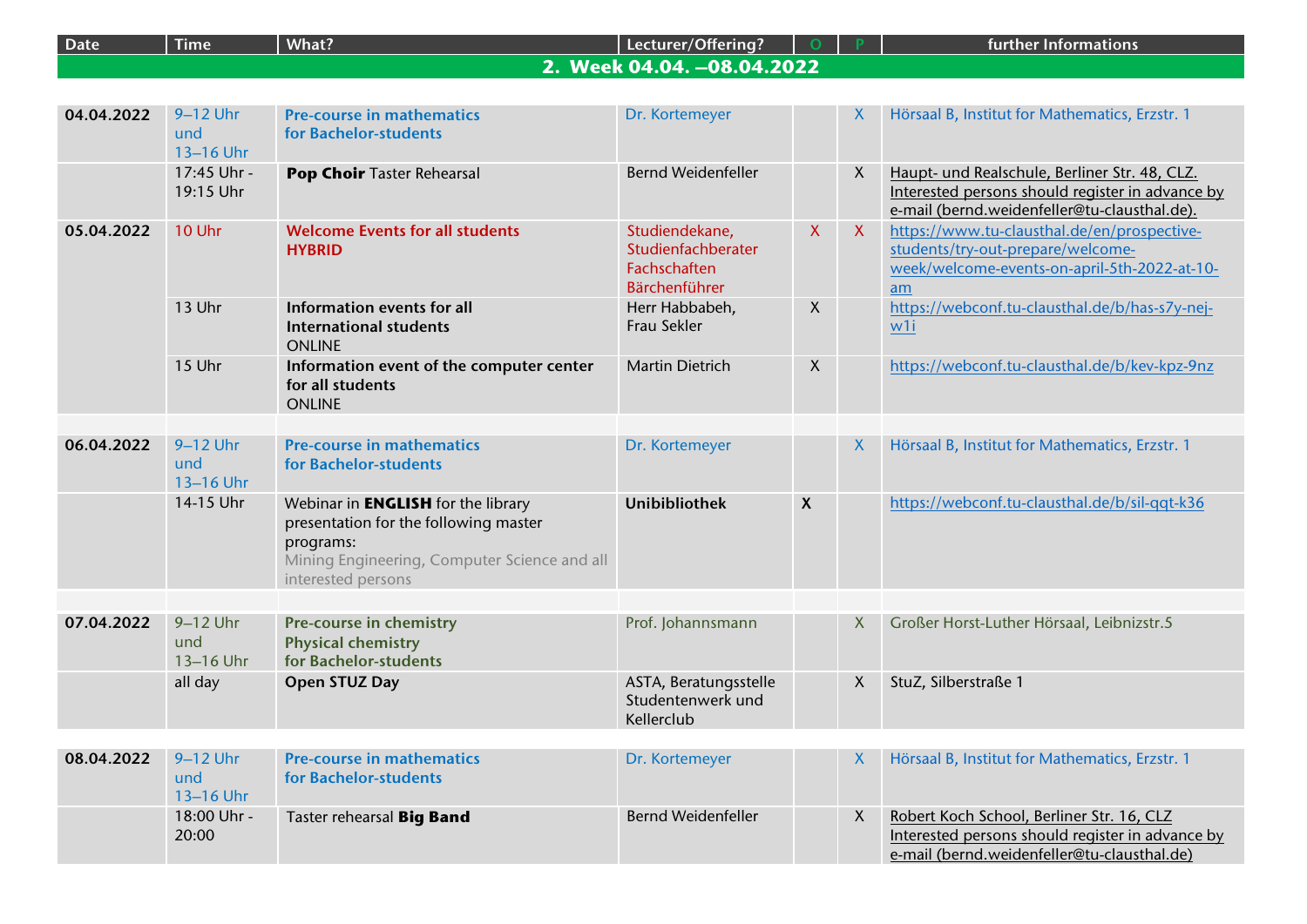| Date | Time | What? | Lecturer/Offering? | O | P | further Informations |
|---|---|---|---|---|---|---|
| **2. Week 04.04. –08.04.2022** | | | | | | |
| **04.04.2022** | 9–12 Uhr und 13–16 Uhr | **Pre-course in mathematics for Bachelor-students** | Dr. Kortemeyer | | X | Hörsaal B, Institut for Mathematics, Erzstr. 1 |
| | 17:45 Uhr - 19:15 Uhr | **Pop Choir** Taster Rehearsal | Bernd Weidenfeller | | X | Haupt- und Realschule, Berliner Str. 48, CLZ. Interested persons should register in advance by e-mail (bernd.weidenfeller@tu-clausthal.de). |
| **05.04.2022** | 10 Uhr | **Welcome Events for all students HYBRID** | Studiendekane, Studienfachberater Fachschaften Bärchenführer | X | X | https://www.tu-clausthal.de/en/prospective-students/try-out-prepare/welcome-week/welcome-events-on-april-5th-2022-at-10-am |
| | 13 Uhr | **Information events for all International students** ONLINE | Herr Habbabeh, Frau Sekler | X | | https://webconf.tu-clausthal.de/b/has-s7y-nej-w1i |
| | 15 Uhr | **Information event of the computer center for all students** ONLINE | Martin Dietrich | X | | https://webconf.tu-clausthal.de/b/kev-kpz-9nz |
| **06.04.2022** | 9–12 Uhr und 13–16 Uhr | **Pre-course in mathematics for Bachelor-students** | Dr. Kortemeyer | | X | Hörsaal B, Institut for Mathematics, Erzstr. 1 |
| | 14-15 Uhr | Webinar in **ENGLISH** for the library presentation for the following master programs: Mining Engineering, Computer Science and all interested persons | **Unibibliothek** | **X** | | https://webconf.tu-clausthal.de/b/sil-qqt-k36 |
| **07.04.2022** | 9–12 Uhr und 13–16 Uhr | **Pre-course in chemistry Physical chemistry for Bachelor-students** | Prof. Johannsmann | | X | Großer Horst-Luther Hörsaal, Leibnizstr.5 |
| | all day | **Open STUZ Day** | ASTA, Beratungsstelle Studentenwerk und Kellerclub | | X | StuZ, Silberstraße 1 |
| **08.04.2022** | 9–12 Uhr und 13–16 Uhr | **Pre-course in mathematics for Bachelor-students** | Dr. Kortemeyer | | X | Hörsaal B, Institut for Mathematics, Erzstr. 1 |
| | 18:00 Uhr - 20:00 | Taster rehearsal **Big Band** | Bernd Weidenfeller | | X | Robert Koch School, Berliner Str. 16, CLZ Interested persons should register in advance by e-mail (bernd.weidenfeller@tu-clausthal.de) |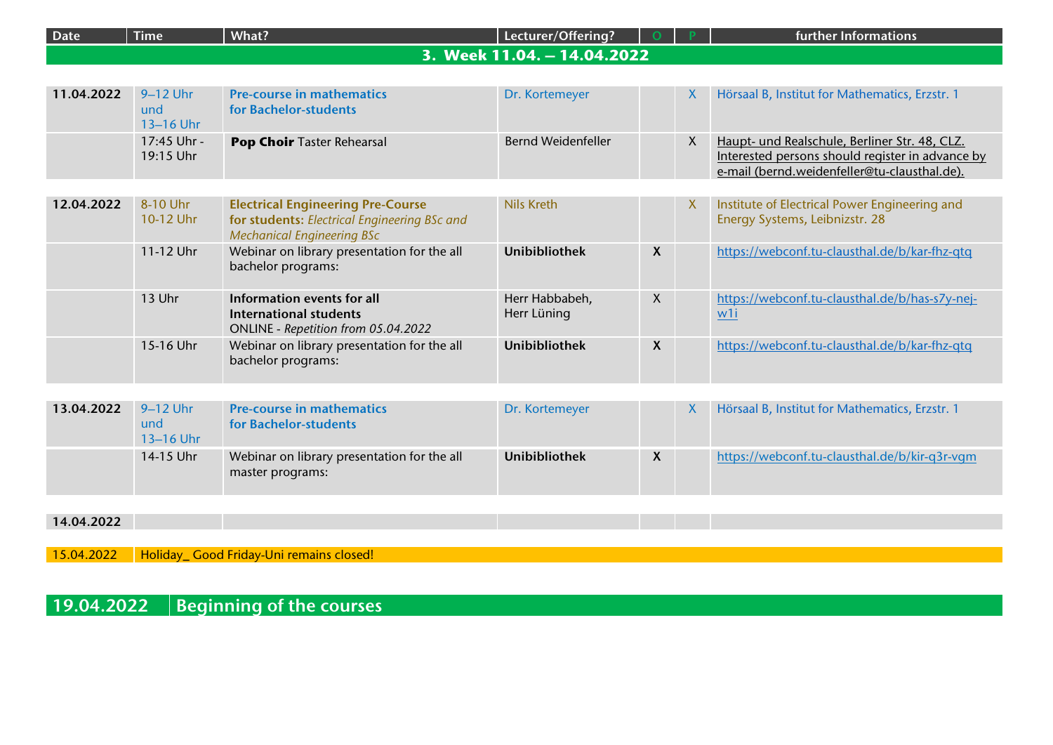| Date | Time | What? | Lecturer/Offering? | O | P | further Informations |
|---|---|---|---|---|---|---|
| **3. Week 11.04. – 14.04.2022** | | | | | | |
| **11.04.2022** | 9–12 Uhr und 13–16 Uhr | **Pre-course in mathematics for Bachelor-students** | Dr. Kortemeyer | | X | Hörsaal B, Institut for Mathematics, Erzstr. 1 |
| | 17:45 Uhr - 19:15 Uhr | **Pop Choir** Taster Rehearsal | Bernd Weidenfeller | | X | Haupt- und Realschule, Berliner Str. 48, CLZ. Interested persons should register in advance by e-mail (bernd.weidenfeller@tu-clausthal.de). |
| **12.04.2022** | 8-10 Uhr 10-12 Uhr | **Electrical Engineering Pre-Course for students:** *Electrical Engineering BSc and Mechanical Engineering BSc* | Nils Kreth | | X | Institute of Electrical Power Engineering and Energy Systems, Leibnizstr. 28 |
| | 11-12 Uhr | Webinar on library presentation for the all bachelor programs: | **Unibibliothek** | **X** | | https://webconf.tu-clausthal.de/b/kar-fhz-qtq |
| | 13 Uhr | **Information events for all International students** ONLINE - *Repetition from 05.04.2022* | Herr Habbabeh, Herr Lüning | X | | https://webconf.tu-clausthal.de/b/has-s7y-nej-w1i |
| | 15-16 Uhr | Webinar on library presentation for the all bachelor programs: | **Unibibliothek** | **X** | | https://webconf.tu-clausthal.de/b/kar-fhz-qtq |
| **13.04.2022** | 9–12 Uhr und 13–16 Uhr | **Pre-course in mathematics for Bachelor-students** | Dr. Kortemeyer | | X | Hörsaal B, Institut for Mathematics, Erzstr. 1 |
| | 14-15 Uhr | Webinar on library presentation for the all master programs: | **Unibibliothek** | **X** | | https://webconf.tu-clausthal.de/b/kir-q3r-vgm |
| **14.04.2022** | | | | | | |
| 15.04.2022 | Holiday_ Good Friday-Uni remains closed! | | | | | |

## 19.04.2022 Beginning of the courses